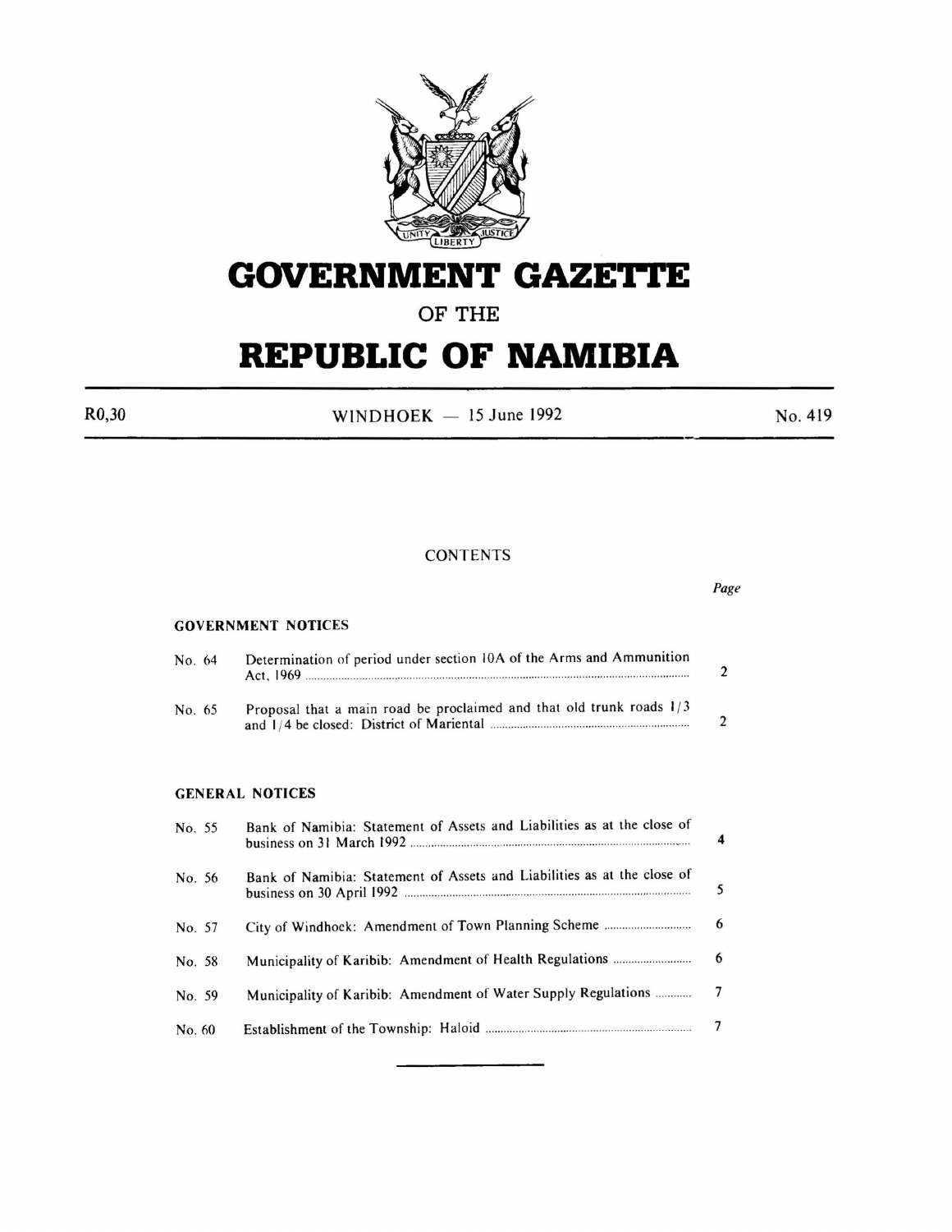# GOVERNMENT GAZETTE

OF THE

# REPUBLIC OF NAMIBIA

R0,30 | WINDHOEK — 15 June 1992 | No. 419

## CONTENTS

| | | *Page* |
|---|---|---|
| **GOVERNMENT NOTICES** | | |
| No. 64 | Determination of period under section 10A of the Arms and Ammunition Act, 1969 | 2 |
| No. 65 | Proposal that a main road be proclaimed and that old trunk roads 1/3 and 1/4 be closed: District of Mariental | 2 |
| **GENERAL NOTICES** | | |
| No. 55 | Bank of Namibia: Statement of Assets and Liabilities as at the close of business on 31 March 1992 | 4 |
| No. 56 | Bank of Namibia: Statement of Assets and Liabilities as at the close of business on 30 April 1992 | 5 |
| No. 57 | City of Windhoek: Amendment of Town Planning Scheme | 6 |
| No. 58 | Municipality of Karibib: Amendment of Health Regulations | 6 |
| No. 59 | Municipality of Karibib: Amendment of Water Supply Regulations | 7 |
| No. 60 | Establishment of the Township: Haloid | 7 |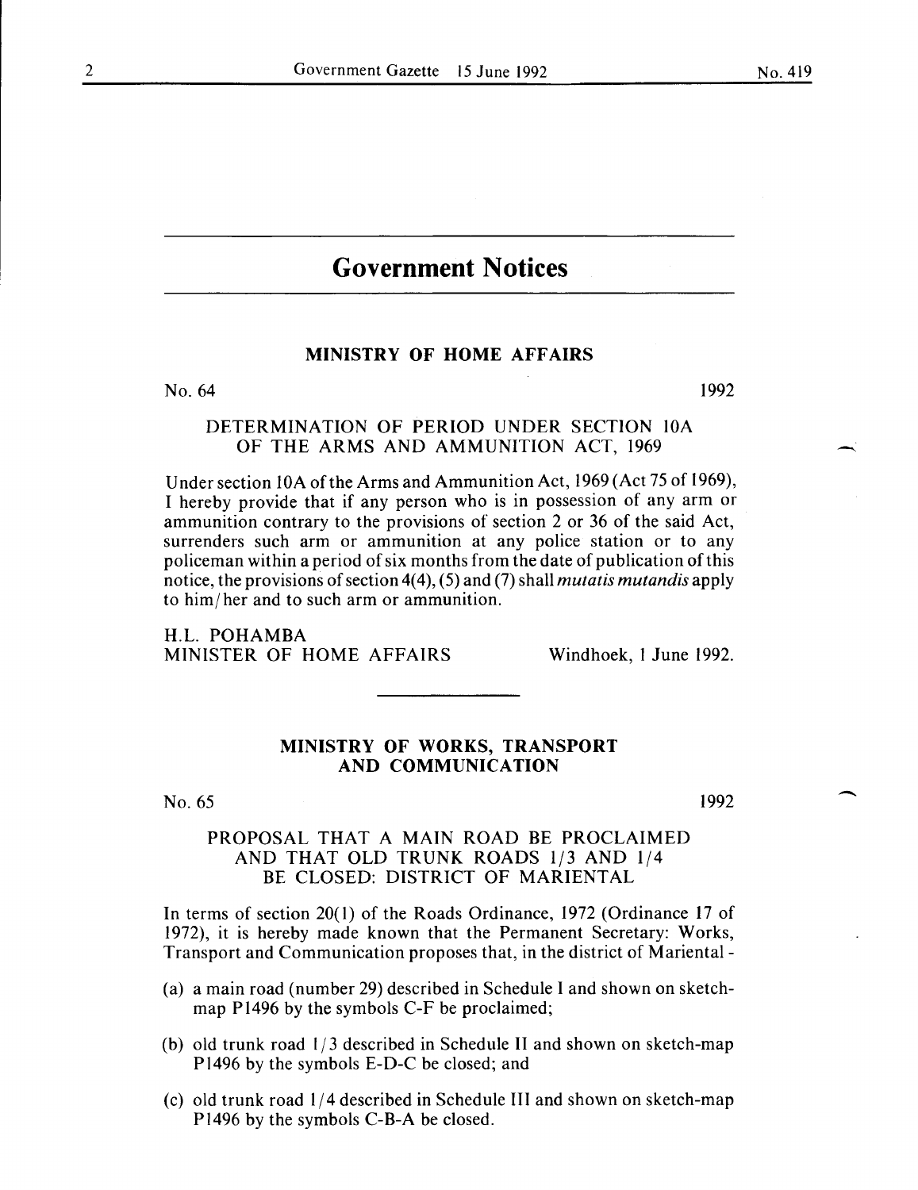# Government Notices

## MINISTRY OF HOME AFFAIRS

No. 64 1992

### DETERMINATION OF PERIOD UNDER SECTION 10A OF THE ARMS AND AMMUNITION ACT, 1969

Under section 10A of the Arms and Ammunition Act, 1969 (Act 75 of 1969), I hereby provide that if any person who is in possession of any arm or ammunition contrary to the provisions of section 2 or 36 of the said Act, surrenders such arm or ammunition at any police station or to any policeman within a period of six months from the date of publication of this notice, the provisions of section 4(4), (5) and (7) shall *mutatis mutandis* apply to him/her and to such arm or ammunition.

H.L. POHAMBA
MINISTER OF HOME AFFAIRS Windhoek, 1 June 1992.

---

## MINISTRY OF WORKS, TRANSPORT AND COMMUNICATION

No. 65 1992

### PROPOSAL THAT A MAIN ROAD BE PROCLAIMED AND THAT OLD TRUNK ROADS 1/3 AND 1/4 BE CLOSED: DISTRICT OF MARIENTAL

In terms of section 20(1) of the Roads Ordinance, 1972 (Ordinance 17 of 1972), it is hereby made known that the Permanent Secretary: Works, Transport and Communication proposes that, in the district of Mariental -

(a) a main road (number 29) described in Schedule I and shown on sketch-map P1496 by the symbols C-F be proclaimed;

(b) old trunk road 1/3 described in Schedule II and shown on sketch-map P1496 by the symbols E-D-C be closed; and

(c) old trunk road 1/4 described in Schedule III and shown on sketch-map P1496 by the symbols C-B-A be closed.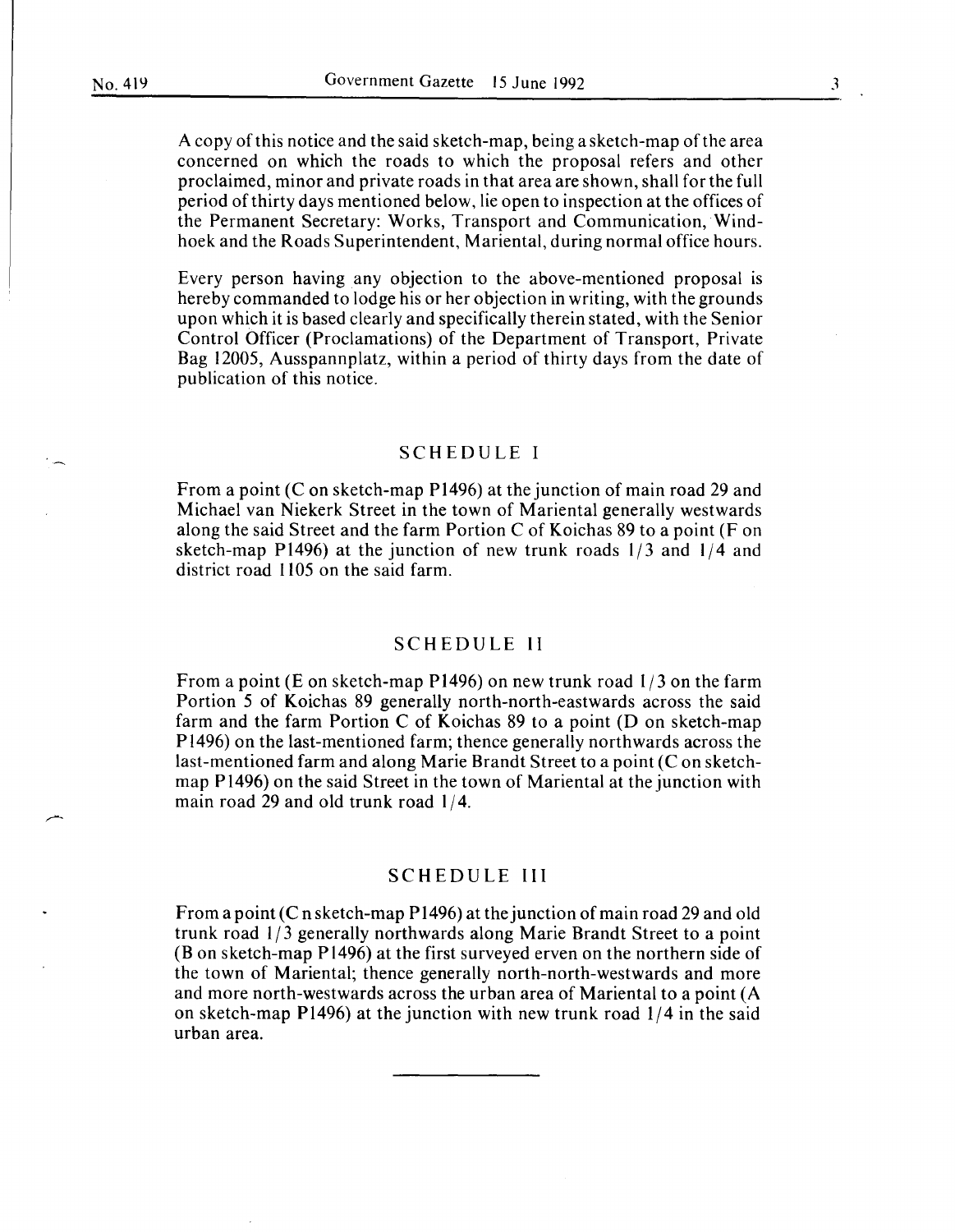A copy of this notice and the said sketch-map, being a sketch-map of the area concerned on which the roads to which the proposal refers and other proclaimed, minor and private roads in that area are shown, shall for the full period of thirty days mentioned below, lie open to inspection at the offices of the Permanent Secretary: Works, Transport and Communication, Windhoek and the Roads Superintendent, Mariental, during normal office hours.

Every person having any objection to the above-mentioned proposal is hereby commanded to lodge his or her objection in writing, with the grounds upon which it is based clearly and specifically therein stated, with the Senior Control Officer (Proclamations) of the Department of Transport, Private Bag 12005, Ausspannplatz, within a period of thirty days from the date of publication of this notice.

## SCHEDULE I

From a point (C on sketch-map P1496) at the junction of main road 29 and Michael van Niekerk Street in the town of Mariental generally westwards along the said Street and the farm Portion C of Koichas 89 to a point (F on sketch-map P1496) at the junction of new trunk roads 1/3 and 1/4 and district road 1105 on the said farm.

## SCHEDULE II

From a point (E on sketch-map P1496) on new trunk road 1/3 on the farm Portion 5 of Koichas 89 generally north-north-eastwards across the said farm and the farm Portion C of Koichas 89 to a point (D on sketch-map P1496) on the last-mentioned farm; thence generally northwards across the last-mentioned farm and along Marie Brandt Street to a point (C on sketch-map P1496) on the said Street in the town of Mariental at the junction with main road 29 and old trunk road 1/4.

## SCHEDULE III

From a point (C n sketch-map P1496) at the junction of main road 29 and old trunk road 1/3 generally northwards along Marie Brandt Street to a point (B on sketch-map P1496) at the first surveyed erven on the northern side of the town of Mariental; thence generally north-north-westwards and more and more north-westwards across the urban area of Mariental to a point (A on sketch-map P1496) at the junction with new trunk road 1/4 in the said urban area.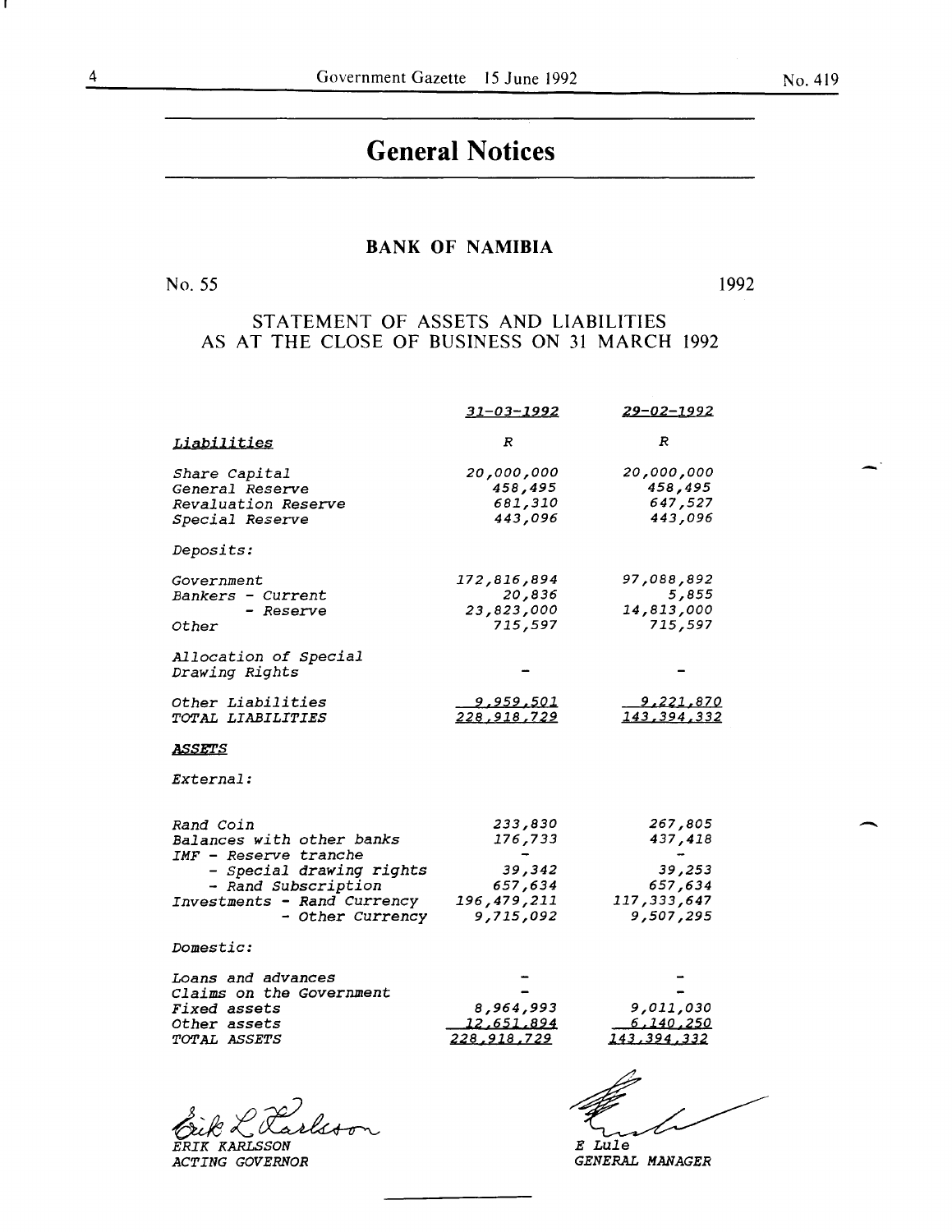# General Notices

## BANK OF NAMIBIA

No. 55 1992

### STATEMENT OF ASSETS AND LIABILITIES AS AT THE CLOSE OF BUSINESS ON 31 MARCH 1992

| | *31-03-1992* | *29-02-1992* |
|---|---|---|
| ***Liabilities*** | *R* | *R* |
| *Share Capital* | *20,000,000* | *20,000,000* |
| *General Reserve* | *458,495* | *458,495* |
| *Revaluation Reserve* | *681,310* | *647,527* |
| *Special Reserve* | *443,096* | *443,096* |
| *Deposits:* | | |
| *Government* | *172,816,894* | *97,088,892* |
| *Bankers - Current* | *20,836* | *5,855* |
| *- Reserve* | *23,823,000* | *14,813,000* |
| *Other* | *715,597* | *715,597* |
| *Allocation of Special Drawing Rights* | - | - |
| *Other Liabilities* | *9,959,501* | *9,221,870* |
| *TOTAL LIABILITIES* | *228,918,729* | *143,394,332* |
| ***ASSETS*** | | |
| *External:* | | |
| *Rand Coin* | *233,830* | *267,805* |
| *Balances with other banks* | *176,733* | *437,418* |
| *IMF - Reserve tranche* | - | - |
| *- Special drawing rights* | *39,342* | *39,253* |
| *- Rand Subscription* | *657,634* | *657,634* |
| *Investments - Rand Currency* | *196,479,211* | *117,333,647* |
| *- Other Currency* | *9,715,092* | *9,507,295* |
| *Domestic:* | | |
| *Loans and advances* | - | - |
| *Claims on the Government* | - | - |
| *Fixed assets* | *8,964,993* | *9,011,030* |
| *Other assets* | *12,651,894* | *6,140,250* |
| *TOTAL ASSETS* | *228,918,729* | *143,394,332* |

*ERIK KARLSSON*
*ACTING GOVERNOR*

*E Lule*
*GENERAL MANAGER*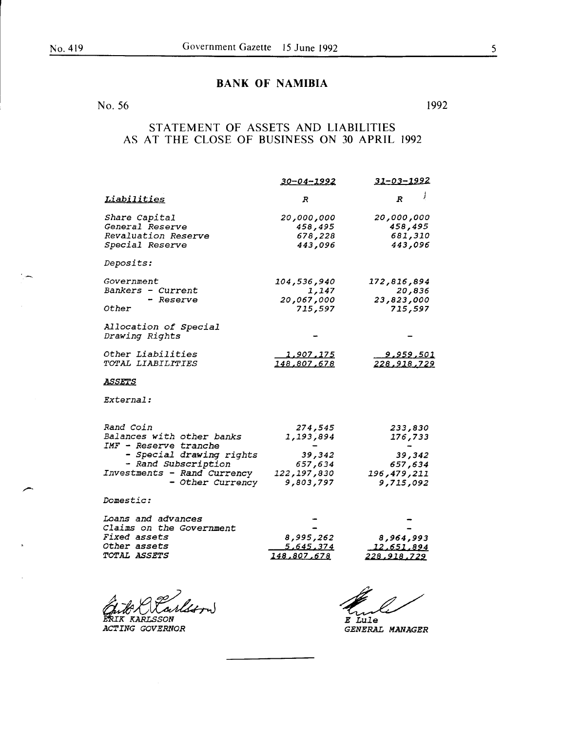## BANK OF NAMIBIA

No. 56 1992

### STATEMENT OF ASSETS AND LIABILITIES AS AT THE CLOSE OF BUSINESS ON 30 APRIL 1992

| | 30-04-1992 | 31-03-1992 |
|---|---|---|
| *Liabilities* | R | R |
| Share Capital | 20,000,000 | 20,000,000 |
| General Reserve | 458,495 | 458,495 |
| Revaluation Reserve | 678,228 | 681,310 |
| Special Reserve | 443,096 | 443,096 |
| *Deposits:* | | |
| Government | 104,536,940 | 172,816,894 |
| Bankers - Current | 1,147 | 20,836 |
| - Reserve | 20,067,000 | 23,823,000 |
| Other | 715,597 | 715,597 |
| Allocation of Special Drawing Rights | - | - |
| Other Liabilities | 1,907,175 | 9,959,501 |
| TOTAL LIABILITIES | 148,807,678 | 228,918,729 |
| ***ASSETS*** | | |
| *External:* | | |
| Rand Coin | 274,545 | 233,830 |
| Balances with other banks | 1,193,894 | 176,733 |
| IMF - Reserve tranche | - | - |
| - Special drawing rights | 39,342 | 39,342 |
| - Rand Subscription | 657,634 | 657,634 |
| Investments - Rand Currency | 122,197,830 | 196,479,211 |
| - Other Currency | 9,803,797 | 9,715,092 |
| *Domestic:* | | |
| Loans and advances | - | - |
| Claims on the Government | - | - |
| Fixed assets | 8,995,262 | 8,964,993 |
| Other assets | 5,645,374 | 12,651,894 |
| TOTAL ASSETS | 148,807,678 | 228,918,729 |

ERIK KARLSSON
ACTING GOVERNOR

E Lule
GENERAL MANAGER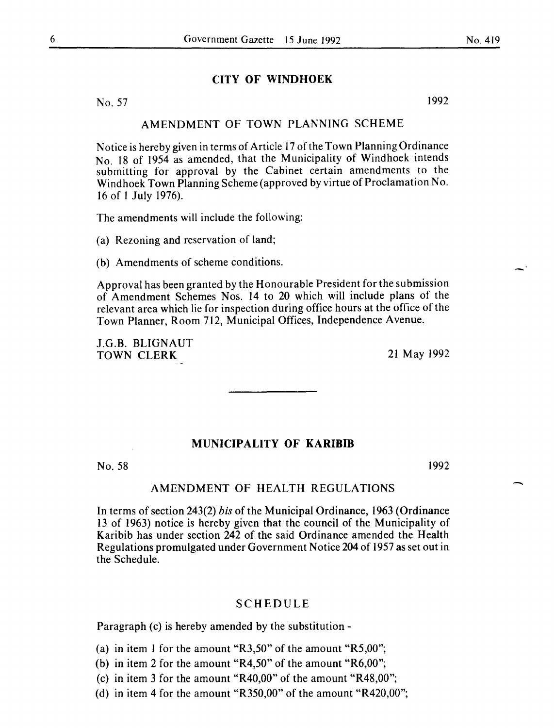## CITY OF WINDHOEK

No. 57 1992

### AMENDMENT OF TOWN PLANNING SCHEME

Notice is hereby given in terms of Article 17 of the Town Planning Ordinance No. 18 of 1954 as amended, that the Municipality of Windhoek intends submitting for approval by the Cabinet certain amendments to the Windhoek Town Planning Scheme (approved by virtue of Proclamation No. 16 of 1 July 1976).

The amendments will include the following:

(a) Rezoning and reservation of land;

(b) Amendments of scheme conditions.

Approval has been granted by the Honourable President for the submission of Amendment Schemes Nos. 14 to 20 which will include plans of the relevant area which lie for inspection during office hours at the office of the Town Planner, Room 712, Municipal Offices, Independence Avenue.

J.G.B. BLIGNAUT
TOWN CLERK

21 May 1992

---

## MUNICIPALITY OF KARIBIB

No. 58 1992

### AMENDMENT OF HEALTH REGULATIONS

In terms of section 243(2) *bis* of the Municipal Ordinance, 1963 (Ordinance 13 of 1963) notice is hereby given that the council of the Municipality of Karibib has under section 242 of the said Ordinance amended the Health Regulations promulgated under Government Notice 204 of 1957 as set out in the Schedule.

### SCHEDULE

Paragraph (c) is hereby amended by the substitution -

(a) in item 1 for the amount "R3,50" of the amount "R5,00";

(b) in item 2 for the amount "R4,50" of the amount "R6,00";

(c) in item 3 for the amount "R40,00" of the amount "R48,00";

(d) in item 4 for the amount "R350,00" of the amount "R420,00";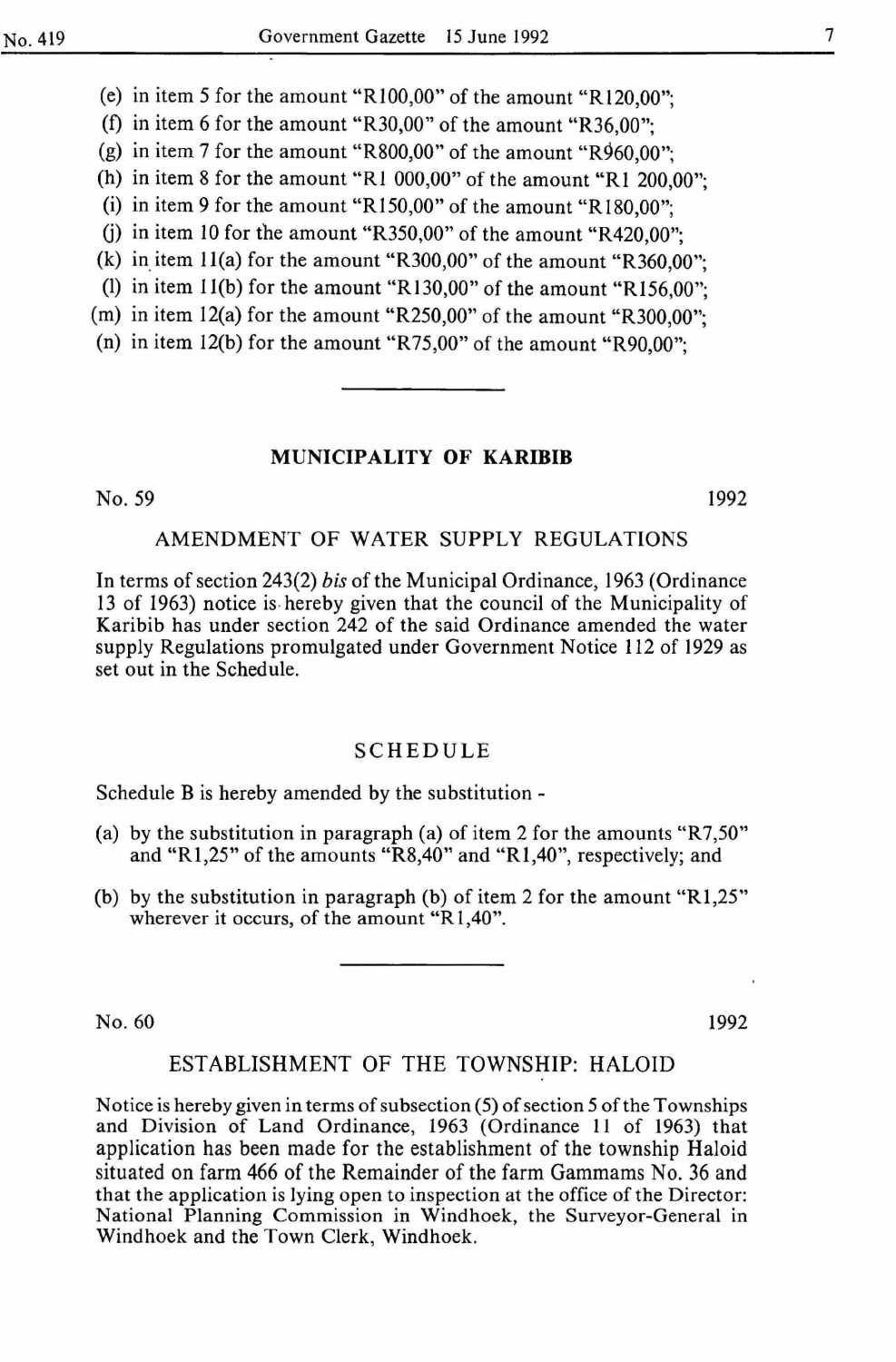(e) in item 5 for the amount "R100,00" of the amount "R120,00";

(f) in item 6 for the amount "R30,00" of the amount "R36,00";

(g) in item 7 for the amount "R800,00" of the amount "R960,00";

(h) in item 8 for the amount "R1 000,00" of the amount "R1 200,00";

(i) in item 9 for the amount "R150,00" of the amount "R180,00";

(j) in item 10 for the amount "R350,00" of the amount "R420,00";

(k) in item 11(a) for the amount "R300,00" of the amount "R360,00";

(l) in item 11(b) for the amount "R130,00" of the amount "R156,00";

(m) in item 12(a) for the amount "R250,00" of the amount "R300,00";

(n) in item 12(b) for the amount "R75,00" of the amount "R90,00";

---

## MUNICIPALITY OF KARIBIB

No. 59 1992

### AMENDMENT OF WATER SUPPLY REGULATIONS

In terms of section 243(2) *bis* of the Municipal Ordinance, 1963 (Ordinance 13 of 1963) notice is hereby given that the council of the Municipality of Karibib has under section 242 of the said Ordinance amended the water supply Regulations promulgated under Government Notice 112 of 1929 as set out in the Schedule.

### SCHEDULE

Schedule B is hereby amended by the substitution -

(a) by the substitution in paragraph (a) of item 2 for the amounts "R7,50" and "R1,25" of the amounts "R8,40" and "R1,40", respectively; and

(b) by the substitution in paragraph (b) of item 2 for the amount "R1,25" wherever it occurs, of the amount "R1,40".

---

No. 60 1992

### ESTABLISHMENT OF THE TOWNSHIP: HALOID

Notice is hereby given in terms of subsection (5) of section 5 of the Townships and Division of Land Ordinance, 1963 (Ordinance 11 of 1963) that application has been made for the establishment of the township Haloid situated on farm 466 of the Remainder of the farm Gammams No. 36 and that the application is lying open to inspection at the office of the Director: National Planning Commission in Windhoek, the Surveyor-General in Windhoek and the Town Clerk, Windhoek.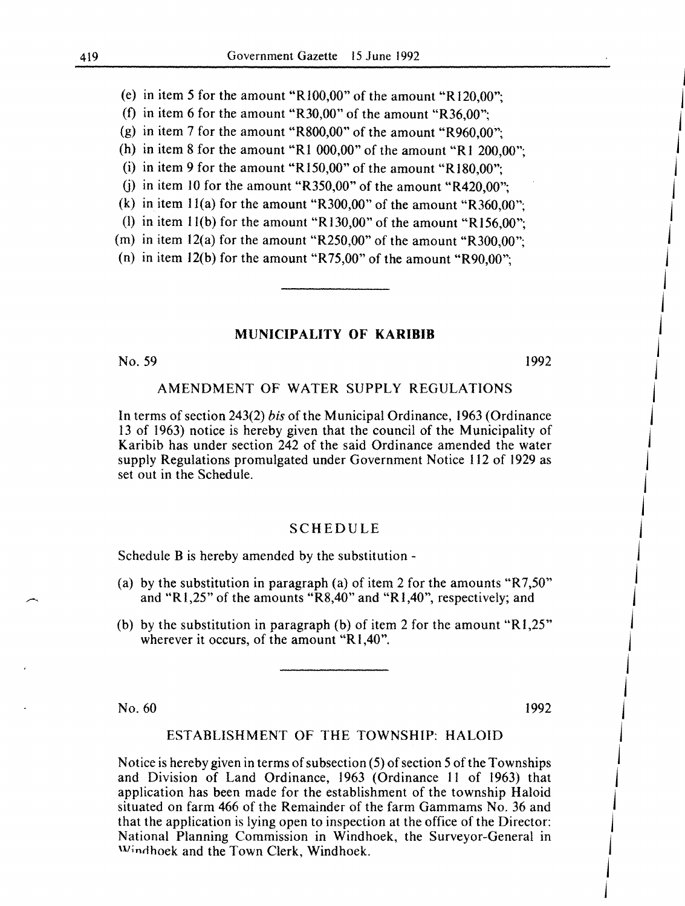(e) in item 5 for the amount "R100,00" of the amount "R120,00";

(f) in item 6 for the amount "R30,00" of the amount "R36,00";

(g) in item 7 for the amount "R800,00" of the amount "R960,00";

(h) in item 8 for the amount "R1 000,00" of the amount "R1 200,00";

(i) in item 9 for the amount "R150,00" of the amount "R180,00";

(j) in item 10 for the amount "R350,00" of the amount "R420,00";

(k) in item 11(a) for the amount "R300,00" of the amount "R360,00";

(l) in item 11(b) for the amount "R130,00" of the amount "R156,00";

(m) in item 12(a) for the amount "R250,00" of the amount "R300,00";

(n) in item 12(b) for the amount "R75,00" of the amount "R90,00";

---

## MUNICIPALITY OF KARIBIB

No. 59 1992

### AMENDMENT OF WATER SUPPLY REGULATIONS

In terms of section 243(2) *bis* of the Municipal Ordinance, 1963 (Ordinance 13 of 1963) notice is hereby given that the council of the Municipality of Karibib has under section 242 of the said Ordinance amended the water supply Regulations promulgated under Government Notice 112 of 1929 as set out in the Schedule.

### SCHEDULE

Schedule B is hereby amended by the substitution -

(a) by the substitution in paragraph (a) of item 2 for the amounts "R7,50" and "R1,25" of the amounts "R8,40" and "R1,40", respectively; and

(b) by the substitution in paragraph (b) of item 2 for the amount "R1,25" wherever it occurs, of the amount "R1,40".

---

No. 60 1992

### ESTABLISHMENT OF THE TOWNSHIP: HALOID

Notice is hereby given in terms of subsection (5) of section 5 of the Townships and Division of Land Ordinance, 1963 (Ordinance 11 of 1963) that application has been made for the establishment of the township Haloid situated on farm 466 of the Remainder of the farm Gammams No. 36 and that the application is lying open to inspection at the office of the Director: National Planning Commission in Windhoek, the Surveyor-General in Windhoek and the Town Clerk, Windhoek.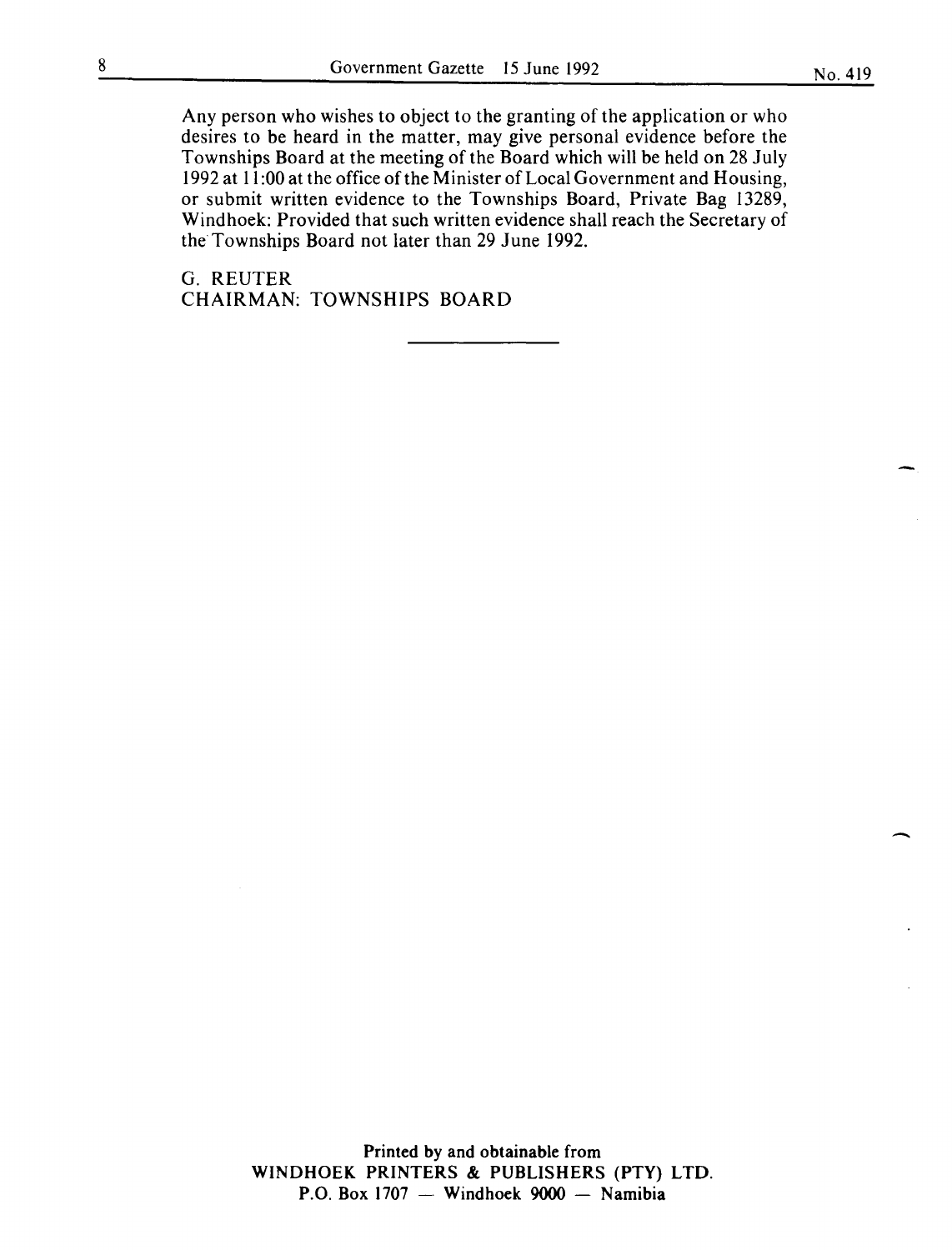Any person who wishes to object to the granting of the application or who desires to be heard in the matter, may give personal evidence before the Townships Board at the meeting of the Board which will be held on 28 July 1992 at 11:00 at the office of the Minister of Local Government and Housing, or submit written evidence to the Townships Board, Private Bag 13289, Windhoek: Provided that such written evidence shall reach the Secretary of the Townships Board not later than 29 June 1992.

G. REUTER
CHAIRMAN: TOWNSHIPS BOARD

---

**Printed by and obtainable from**
**WINDHOEK PRINTERS & PUBLISHERS (PTY) LTD.**
**P.O. Box 1707 — Windhoek 9000 — Namibia**